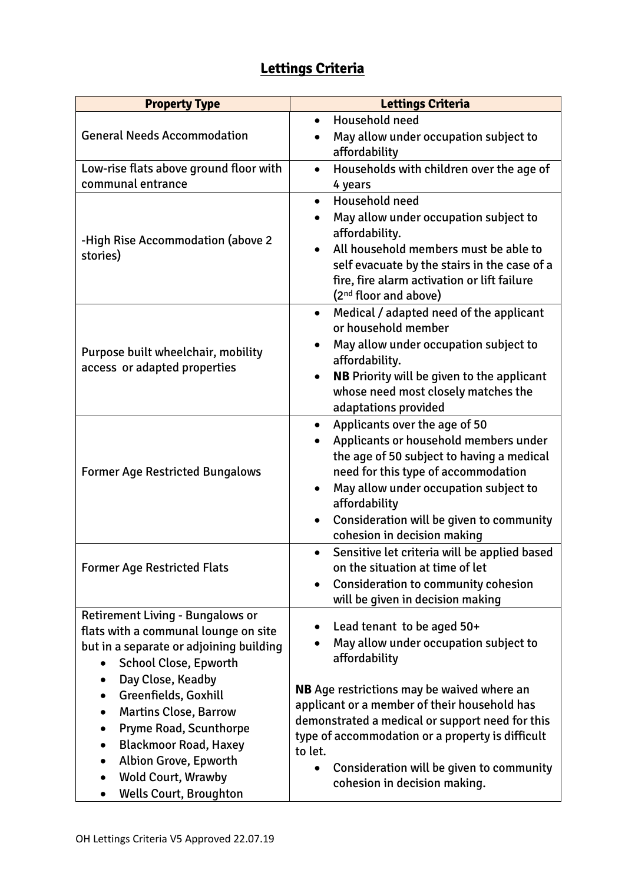# Lettings Criteria

| Property Type | Lettings Criteria |
|---|---|
| General Needs Accommodation | • Household need<br>• May allow under occupation subject to affordability |
| Low-rise flats above ground floor with communal entrance | • Households with children over the age of 4 years |
| -High Rise Accommodation (above 2 stories) | • Household need<br>• May allow under occupation subject to affordability.<br>• All household members must be able to self evacuate by the stairs in the case of a fire, fire alarm activation or lift failure (2nd floor and above) |
| Purpose built wheelchair, mobility access or adapted properties | • Medical / adapted need of the applicant or household member<br>• May allow under occupation subject to affordability.<br>• **NB** Priority will be given to the applicant whose need most closely matches the adaptations provided |
| Former Age Restricted Bungalows | • Applicants over the age of 50<br>• Applicants or household members under the age of 50 subject to having a medical need for this type of accommodation<br>• May allow under occupation subject to affordability<br>• Consideration will be given to community cohesion in decision making |
| Former Age Restricted Flats | • Sensitive let criteria will be applied based on the situation at time of let<br>• Consideration to community cohesion will be given in decision making |
| Retirement Living - Bungalows or flats with a communal lounge on site but in a separate or adjoining building<br>• School Close, Epworth<br>• Day Close, Keadby<br>• Greenfields, Goxhill<br>• Martins Close, Barrow<br>• Pryme Road, Scunthorpe<br>• Blackmoor Road, Haxey<br>• Albion Grove, Epworth<br>• Wold Court, Wrawby<br>• Wells Court, Broughton | • Lead tenant to be aged 50+<br>• May allow under occupation subject to affordability<br><br>**NB** Age restrictions may be waived where an applicant or a member of their household has demonstrated a medical or support need for this type of accommodation or a property is difficult to let.<br>• Consideration will be given to community cohesion in decision making. |

OH Lettings Criteria V5 Approved 22.07.19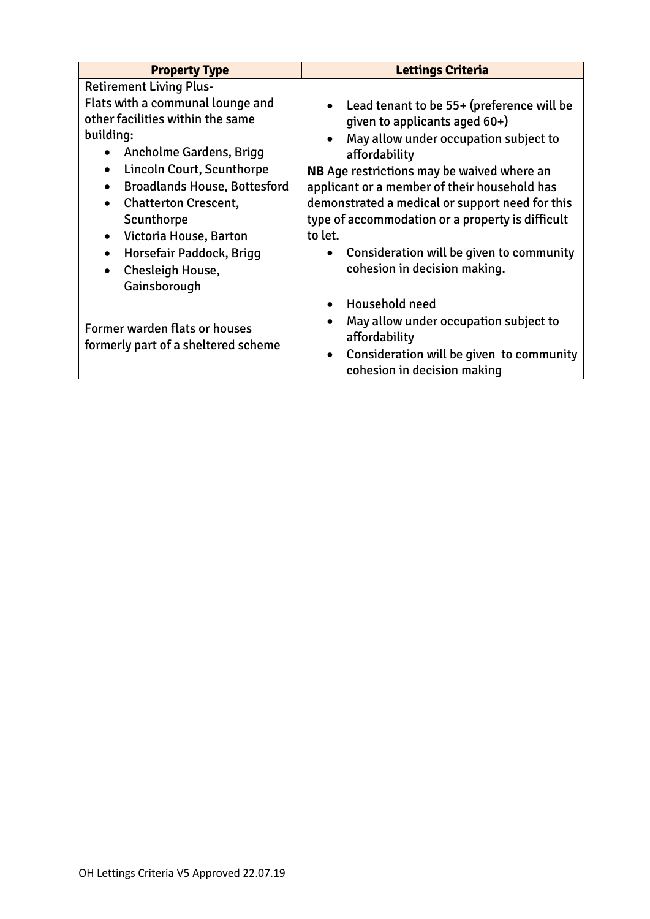| Property Type | Lettings Criteria |
| --- | --- |
| Retirement Living Plus- Flats with a communal lounge and other facilities within the same building: <br>• Ancholme Gardens, Brigg <br>• Lincoln Court, Scunthorpe <br>• Broadlands House, Bottesford <br>• Chatterton Crescent, Scunthorpe <br>• Victoria House, Barton <br>• Horsefair Paddock, Brigg <br>• Chesleigh House, Gainsborough | • Lead tenant to be 55+ (preference will be given to applicants aged 60+) <br>• May allow under occupation subject to affordability <br>**NB** Age restrictions may be waived where an applicant or a member of their household has demonstrated a medical or support need for this type of accommodation or a property is difficult to let. <br>• Consideration will be given to community cohesion in decision making. |
| Former warden flats or houses formerly part of a sheltered scheme | • Household need <br>• May allow under occupation subject to affordability <br>• Consideration will be given to community cohesion in decision making |

OH Lettings Criteria V5 Approved 22.07.19